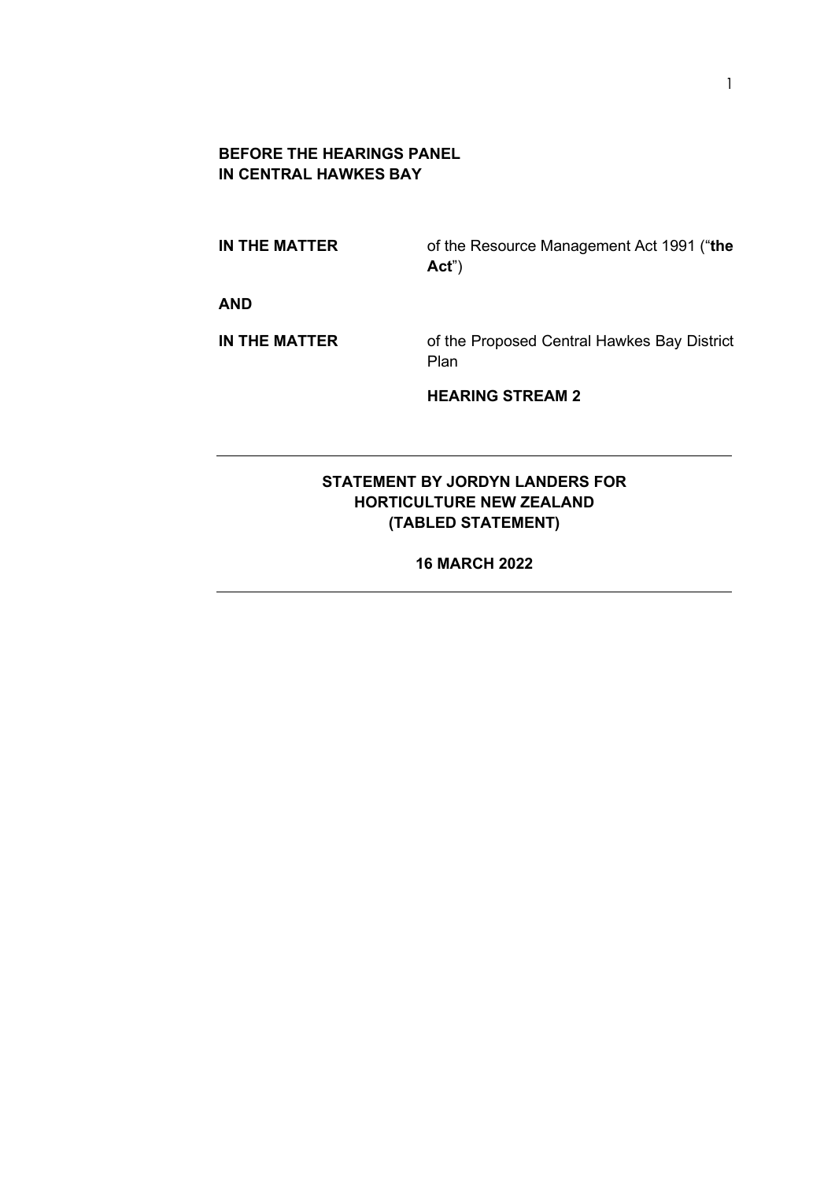**BEFORE THE HEARINGS PANEL**
**IN CENTRAL HAWKES BAY**

**IN THE MATTER** of the Resource Management Act 1991 ("**the Act**")

**AND**

**IN THE MATTER** of the Proposed Central Hawkes Bay District Plan

**HEARING STREAM 2**

---

**STATEMENT BY JORDYN LANDERS FOR HORTICULTURE NEW ZEALAND (TABLED STATEMENT)**

**16 MARCH 2022**

---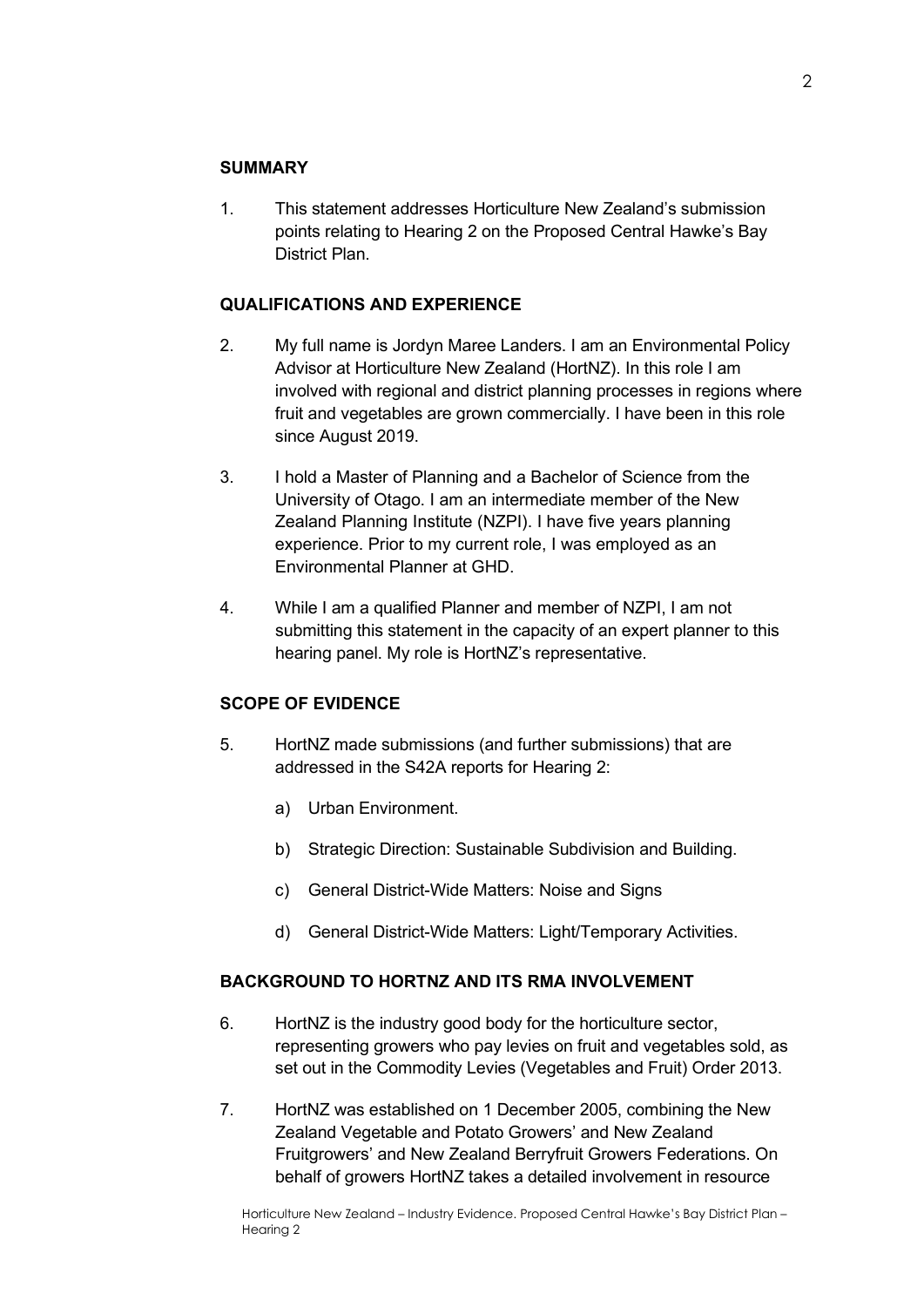## SUMMARY

1. This statement addresses Horticulture New Zealand's submission points relating to Hearing 2 on the Proposed Central Hawke's Bay District Plan.

## QUALIFICATIONS AND EXPERIENCE

2. My full name is Jordyn Maree Landers. I am an Environmental Policy Advisor at Horticulture New Zealand (HortNZ). In this role I am involved with regional and district planning processes in regions where fruit and vegetables are grown commercially. I have been in this role since August 2019.

3. I hold a Master of Planning and a Bachelor of Science from the University of Otago. I am an intermediate member of the New Zealand Planning Institute (NZPI). I have five years planning experience. Prior to my current role, I was employed as an Environmental Planner at GHD.

4. While I am a qualified Planner and member of NZPI, I am not submitting this statement in the capacity of an expert planner to this hearing panel. My role is HortNZ's representative.

## SCOPE OF EVIDENCE

5. HortNZ made submissions (and further submissions) that are addressed in the S42A reports for Hearing 2:

   a) Urban Environment.

   b) Strategic Direction: Sustainable Subdivision and Building.

   c) General District-Wide Matters: Noise and Signs

   d) General District-Wide Matters: Light/Temporary Activities.

## BACKGROUND TO HORTNZ AND ITS RMA INVOLVEMENT

6. HortNZ is the industry good body for the horticulture sector, representing growers who pay levies on fruit and vegetables sold, as set out in the Commodity Levies (Vegetables and Fruit) Order 2013.

7. HortNZ was established on 1 December 2005, combining the New Zealand Vegetable and Potato Growers' and New Zealand Fruitgrowers' and New Zealand Berryfruit Growers Federations. On behalf of growers HortNZ takes a detailed involvement in resource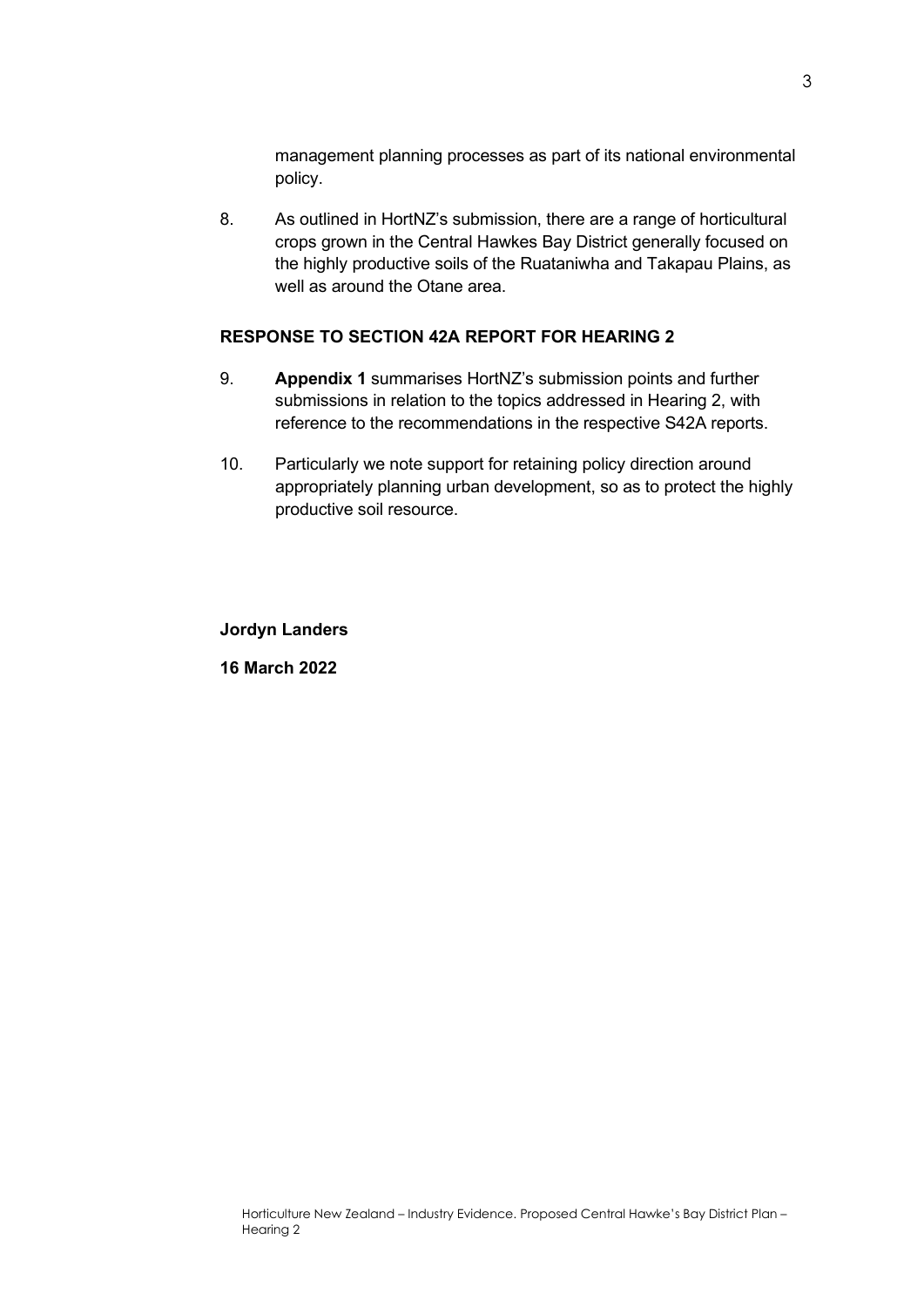management planning processes as part of its national environmental policy.

8. As outlined in HortNZ's submission, there are a range of horticultural crops grown in the Central Hawkes Bay District generally focused on the highly productive soils of the Ruataniwha and Takapau Plains, as well as around the Otane area.

## RESPONSE TO SECTION 42A REPORT FOR HEARING 2

9. **Appendix 1** summarises HortNZ's submission points and further submissions in relation to the topics addressed in Hearing 2, with reference to the recommendations in the respective S42A reports.

10. Particularly we note support for retaining policy direction around appropriately planning urban development, so as to protect the highly productive soil resource.

**Jordyn Landers**

**16 March 2022**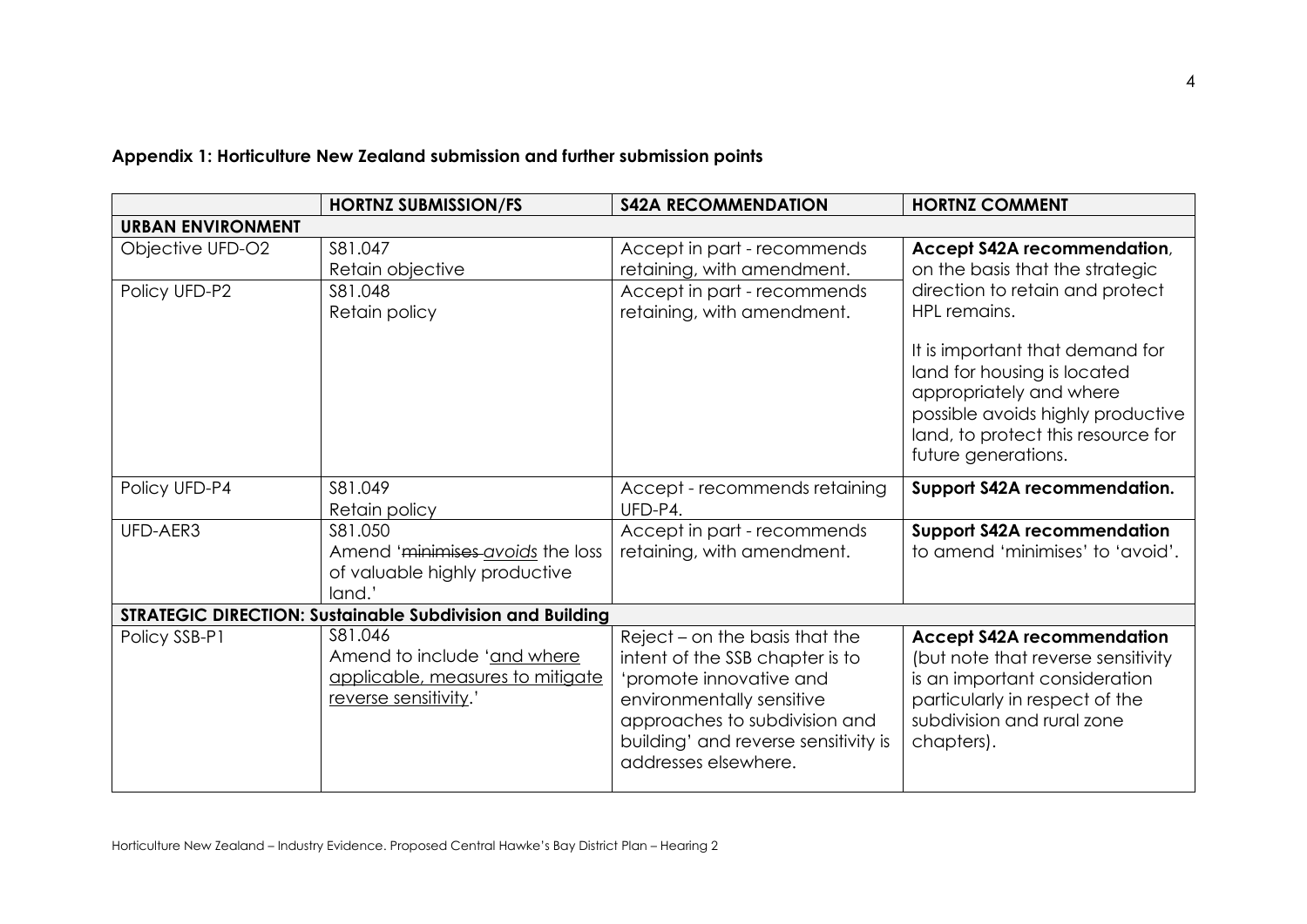**Appendix 1: Horticulture New Zealand submission and further submission points**

| | HORTNZ SUBMISSION/FS | S42A RECOMMENDATION | HORTNZ COMMENT |
|---|---|---|---|
| **URBAN ENVIRONMENT** | | | |
| Objective UFD-O2 | S81.047<br>Retain objective | Accept in part - recommends retaining, with amendment. | **Accept S42A recommendation**, on the basis that the strategic direction to retain and protect HPL remains.<br><br>It is important that demand for land for housing is located appropriately and where possible avoids highly productive land, to protect this resource for future generations. |
| Policy UFD-P2 | S81.048<br>Retain policy | Accept in part - recommends retaining, with amendment. | |
| Policy UFD-P4 | S81.049<br>Retain policy | Accept - recommends retaining UFD-P4. | **Support S42A recommendation.** |
| UFD-AER3 | S81.050<br>Amend '~~minimises~~ <u>*avoids*</u> the loss of valuable highly productive land.' | Accept in part - recommends retaining, with amendment. | **Support S42A recommendation** to amend 'minimises' to 'avoid'. |
| **STRATEGIC DIRECTION: Sustainable Subdivision and Building** | | | |
| Policy SSB-P1 | S81.046<br>Amend to include '<u>and where applicable, measures to mitigate reverse sensitivity</u>.' | Reject – on the basis that the intent of the SSB chapter is to 'promote innovative and environmentally sensitive approaches to subdivision and building' and reverse sensitivity is addresses elsewhere. | **Accept S42A recommendation** (but note that reverse sensitivity is an important consideration particularly in respect of the subdivision and rural zone chapters). |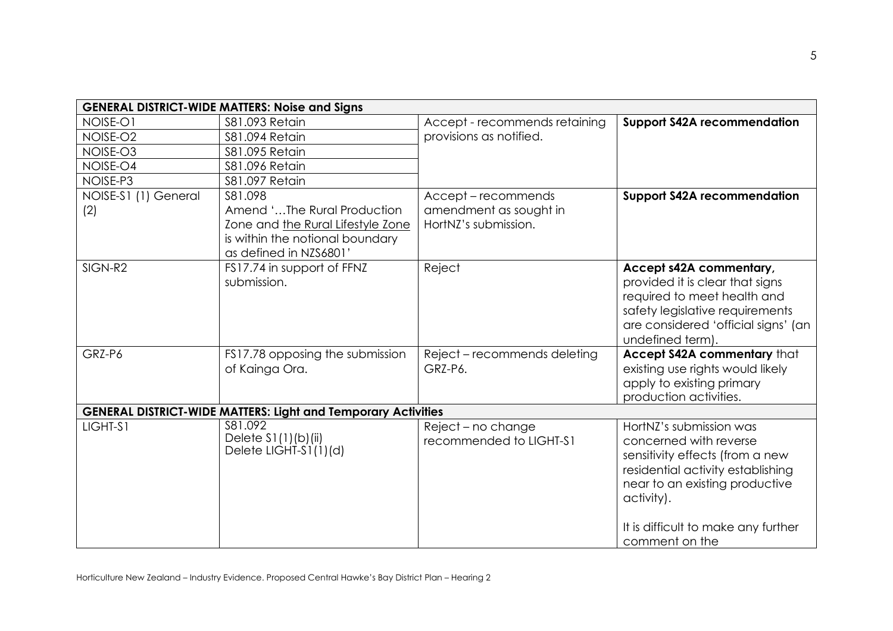| **GENERAL DISTRICT-WIDE MATTERS: Noise and Signs** | | | |
|---|---|---|---|
| NOISE-O1 | S81.093 Retain | Accept - recommends retaining provisions as notified. | **Support S42A recommendation** |
| NOISE-O2 | S81.094 Retain | | |
| NOISE-O3 | S81.095 Retain | | |
| NOISE-O4 | S81.096 Retain | | |
| NOISE-P3 | S81.097 Retain | | |
| NOISE-S1 (1) General (2) | S81.098 Amend '…The Rural Production Zone and the Rural Lifestyle Zone is within the notional boundary as defined in NZS6801' | Accept – recommends amendment as sought in HortNZ's submission. | **Support S42A recommendation** |
| SIGN-R2 | FS17.74 in support of FFNZ submission. | Reject | **Accept s42A commentary,** provided it is clear that signs required to meet health and safety legislative requirements are considered 'official signs' (an undefined term). |
| GRZ-P6 | FS17.78 opposing the submission of Kainga Ora. | Reject – recommends deleting GRZ-P6. | **Accept S42A commentary** that existing use rights would likely apply to existing primary production activities. |
| **GENERAL DISTRICT-WIDE MATTERS: Light and Temporary Activities** | | | |
| LIGHT-S1 | S81.092 Delete S1(1)(b)(ii) Delete LIGHT-S1(1)(d) | Reject – no change recommended to LIGHT-S1 | HortNZ's submission was concerned with reverse sensitivity effects (from a new residential activity establishing near to an existing productive activity).<br><br>It is difficult to make any further comment on the |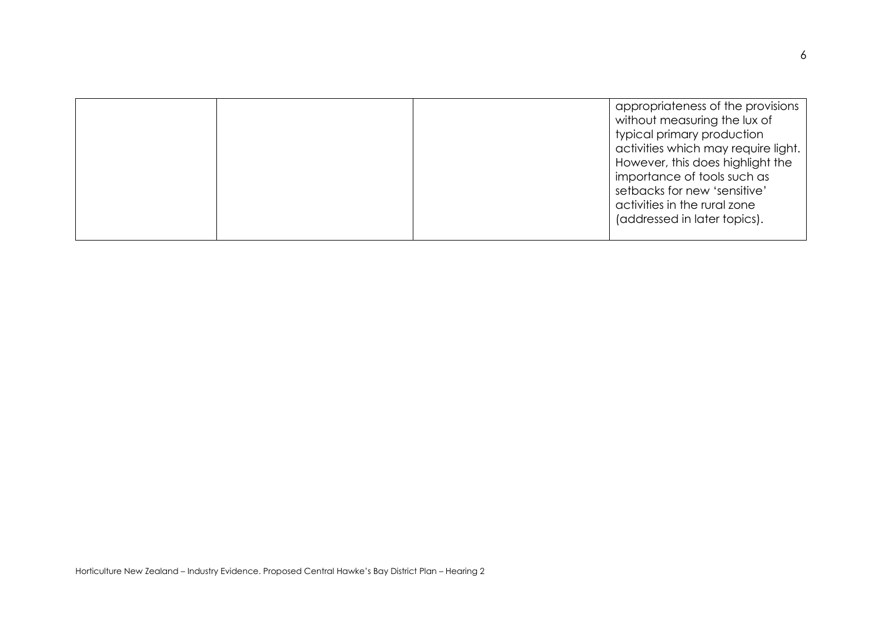| | | | |
|---|---|---|---|
| | | | appropriateness of the provisions without measuring the lux of typical primary production activities which may require light. However, this does highlight the importance of tools such as setbacks for new 'sensitive' activities in the rural zone (addressed in later topics). |